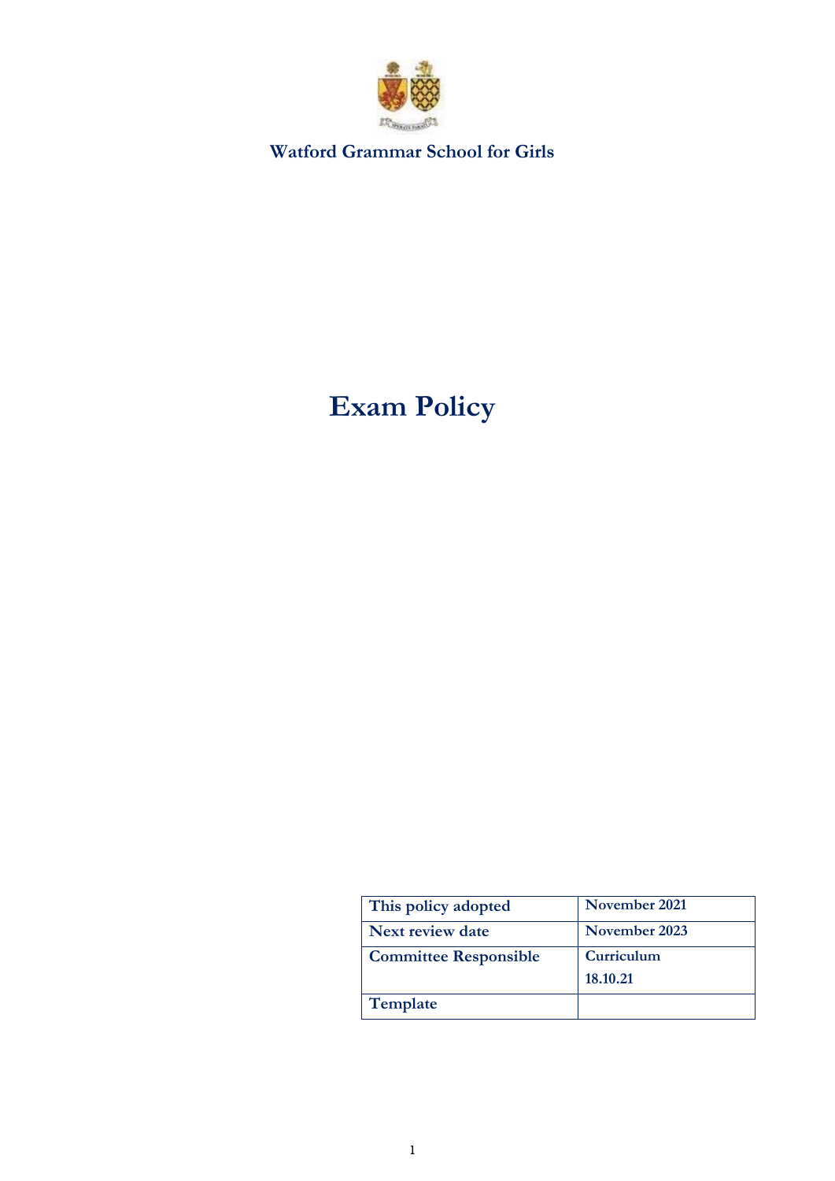**Watford Grammar School for Girls**

# Exam Policy

| This policy adopted | November 2021 |
| --- | --- |
| Next review date | November 2023 |
| Committee Responsible | Curriculum 18.10.21 |
| Template | |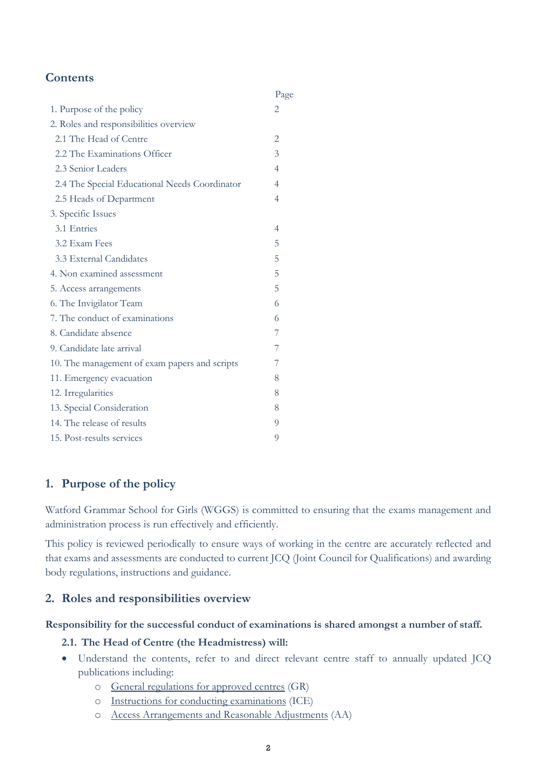## Contents

| | Page |
|---|---|
| 1. Purpose of the policy | 2 |
| 2. Roles and responsibilities overview | |
| 2.1 The Head of Centre | 2 |
| 2.2 The Examinations Officer | 3 |
| 2.3 Senior Leaders | 4 |
| 2.4 The Special Educational Needs Coordinator | 4 |
| 2.5 Heads of Department | 4 |
| 3. Specific Issues | |
| 3.1 Entries | 4 |
| 3.2 Exam Fees | 5 |
| 3.3 External Candidates | 5 |
| 4. Non examined assessment | 5 |
| 5. Access arrangements | 5 |
| 6. The Invigilator Team | 6 |
| 7. The conduct of examinations | 6 |
| 8. Candidate absence | 7 |
| 9. Candidate late arrival | 7 |
| 10. The management of exam papers and scripts | 7 |
| 11. Emergency evacuation | 8 |
| 12. Irregularities | 8 |
| 13. Special Consideration | 8 |
| 14. The release of results | 9 |
| 15. Post-results services | 9 |

## 1. Purpose of the policy

Watford Grammar School for Girls (WGGS) is committed to ensuring that the exams management and administration process is run effectively and efficiently.

This policy is reviewed periodically to ensure ways of working in the centre are accurately reflected and that exams and assessments are conducted to current JCQ (Joint Council for Qualifications) and awarding body regulations, instructions and guidance.

## 2. Roles and responsibilities overview

**Responsibility for the successful conduct of examinations is shared amongst a number of staff.**

### 2.1. The Head of Centre (the Headmistress) will:

- Understand the contents, refer to and direct relevant centre staff to annually updated JCQ publications including:
  - General regulations for approved centres (GR)
  - Instructions for conducting examinations (ICE)
  - Access Arrangements and Reasonable Adjustments (AA)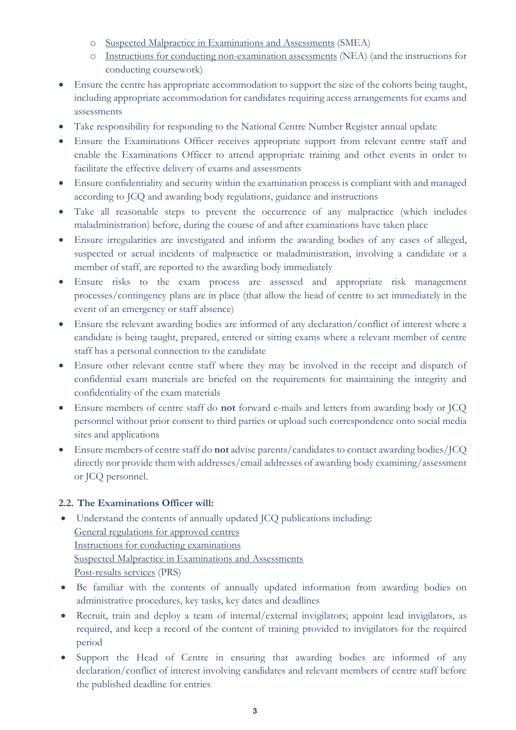- Suspected Malpractice in Examinations and Assessments (SMEA)
  - Instructions for conducting non-examination assessments (NEA) (and the instructions for conducting coursework)
- Ensure the centre has appropriate accommodation to support the size of the cohorts being taught, including appropriate accommodation for candidates requiring access arrangements for exams and assessments
- Take responsibility for responding to the National Centre Number Register annual update
- Ensure the Examinations Officer receives appropriate support from relevant centre staff and enable the Examinations Officer to attend appropriate training and other events in order to facilitate the effective delivery of exams and assessments
- Ensure confidentiality and security within the examination process is compliant with and managed according to JCQ and awarding body regulations, guidance and instructions
- Take all reasonable steps to prevent the occurrence of any malpractice (which includes maladministration) before, during the course of and after examinations have taken place
- Ensure irregularities are investigated and inform the awarding bodies of any cases of alleged, suspected or actual incidents of malpractice or maladministration, involving a candidate or a member of staff, are reported to the awarding body immediately
- Ensure risks to the exam process are assessed and appropriate risk management processes/contingency plans are in place (that allow the head of centre to act immediately in the event of an emergency or staff absence)
- Ensure the relevant awarding bodies are informed of any declaration/conflict of interest where a candidate is being taught, prepared, entered or sitting exams where a relevant member of centre staff has a personal connection to the candidate
- Ensure other relevant centre staff where they may be involved in the receipt and dispatch of confidential exam materials are briefed on the requirements for maintaining the integrity and confidentiality of the exam materials
- Ensure members of centre staff do **not** forward e-mails and letters from awarding body or JCQ personnel without prior consent to third parties or upload such correspondence onto social media sites and applications
- Ensure members of centre staff do **not** advise parents/candidates to contact awarding bodies/JCQ directly nor provide them with addresses/email addresses of awarding body examining/assessment or JCQ personnel.

### 2.2. The Examinations Officer will:

- Understand the contents of annually updated JCQ publications including:
  General regulations for approved centres
  Instructions for conducting examinations
  Suspected Malpractice in Examinations and Assessments
  Post-results services (PRS)
- Be familiar with the contents of annually updated information from awarding bodies on administrative procedures, key tasks, key dates and deadlines
- Recruit, train and deploy a team of internal/external invigilators; appoint lead invigilators, as required, and keep a record of the content of training provided to invigilators for the required period
- Support the Head of Centre in ensuring that awarding bodies are informed of any declaration/conflict of interest involving candidates and relevant members of centre staff before the published deadline for entries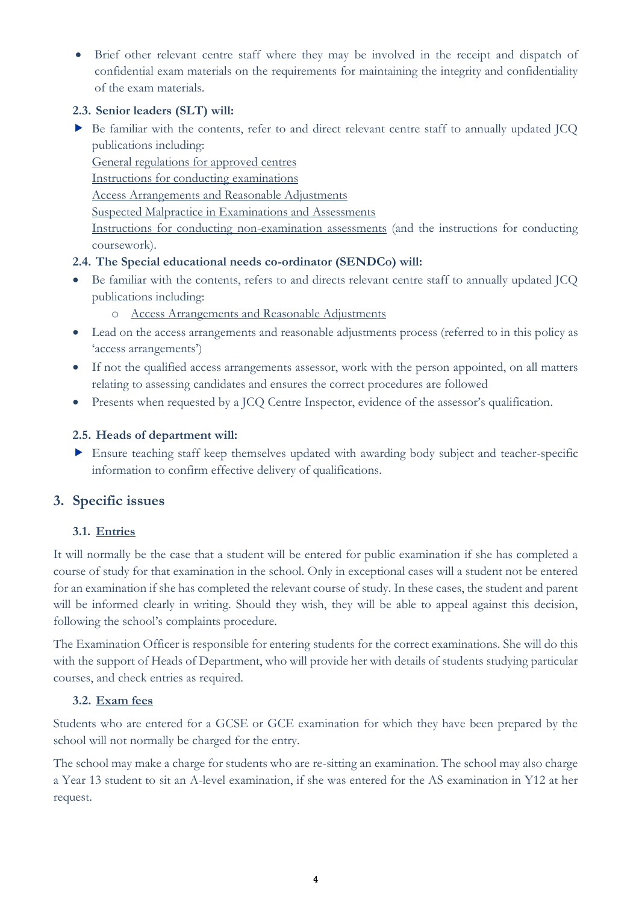- Brief other relevant centre staff where they may be involved in the receipt and dispatch of confidential exam materials on the requirements for maintaining the integrity and confidentiality of the exam materials.

### 2.3. Senior leaders (SLT) will:

- Be familiar with the contents, refer to and direct relevant centre staff to annually updated JCQ publications including:
  General regulations for approved centres
  Instructions for conducting examinations
  Access Arrangements and Reasonable Adjustments
  Suspected Malpractice in Examinations and Assessments
  Instructions for conducting non-examination assessments (and the instructions for conducting coursework).

### 2.4. The Special educational needs co-ordinator (SENDCo) will:

- Be familiar with the contents, refers to and directs relevant centre staff to annually updated JCQ publications including:
  - Access Arrangements and Reasonable Adjustments
- Lead on the access arrangements and reasonable adjustments process (referred to in this policy as 'access arrangements')
- If not the qualified access arrangements assessor, work with the person appointed, on all matters relating to assessing candidates and ensures the correct procedures are followed
- Presents when requested by a JCQ Centre Inspector, evidence of the assessor's qualification.

### 2.5. Heads of department will:

- Ensure teaching staff keep themselves updated with awarding body subject and teacher-specific information to confirm effective delivery of qualifications.

## 3. Specific issues

### 3.1. Entries

It will normally be the case that a student will be entered for public examination if she has completed a course of study for that examination in the school. Only in exceptional cases will a student not be entered for an examination if she has completed the relevant course of study. In these cases, the student and parent will be informed clearly in writing. Should they wish, they will be able to appeal against this decision, following the school's complaints procedure.

The Examination Officer is responsible for entering students for the correct examinations. She will do this with the support of Heads of Department, who will provide her with details of students studying particular courses, and check entries as required.

### 3.2. Exam fees

Students who are entered for a GCSE or GCE examination for which they have been prepared by the school will not normally be charged for the entry.

The school may make a charge for students who are re-sitting an examination. The school may also charge a Year 13 student to sit an A-level examination, if she was entered for the AS examination in Y12 at her request.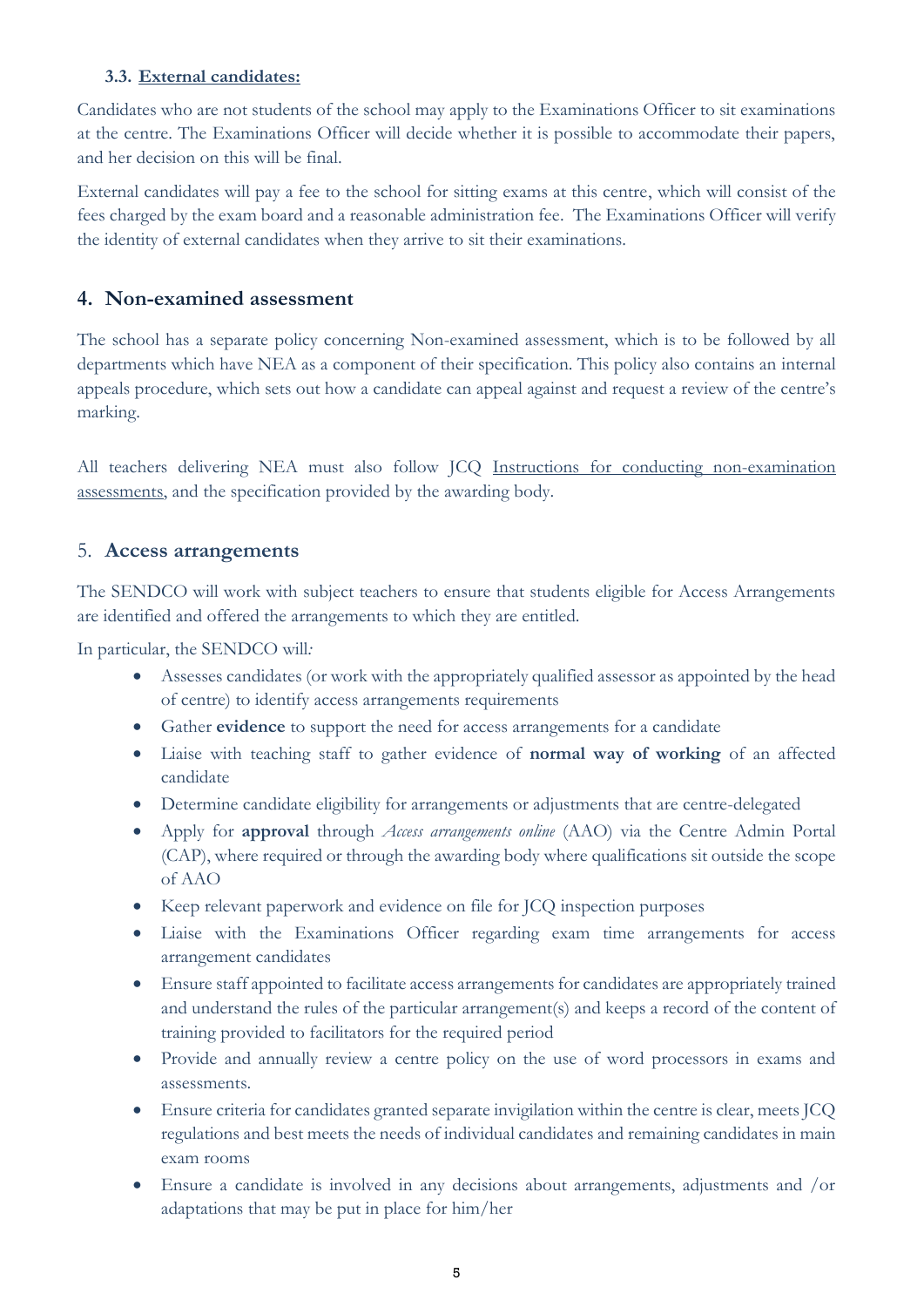### 3.3. External candidates:

Candidates who are not students of the school may apply to the Examinations Officer to sit examinations at the centre. The Examinations Officer will decide whether it is possible to accommodate their papers, and her decision on this will be final.

External candidates will pay a fee to the school for sitting exams at this centre, which will consist of the fees charged by the exam board and a reasonable administration fee. The Examinations Officer will verify the identity of external candidates when they arrive to sit their examinations.

## 4. Non-examined assessment

The school has a separate policy concerning Non-examined assessment, which is to be followed by all departments which have NEA as a component of their specification. This policy also contains an internal appeals procedure, which sets out how a candidate can appeal against and request a review of the centre's marking.

All teachers delivering NEA must also follow JCQ Instructions for conducting non-examination assessments, and the specification provided by the awarding body.

## 5. Access arrangements

The SENDCO will work with subject teachers to ensure that students eligible for Access Arrangements are identified and offered the arrangements to which they are entitled.

In particular, the SENDCO will:

- Assesses candidates (or work with the appropriately qualified assessor as appointed by the head of centre) to identify access arrangements requirements
- Gather **evidence** to support the need for access arrangements for a candidate
- Liaise with teaching staff to gather evidence of **normal way of working** of an affected candidate
- Determine candidate eligibility for arrangements or adjustments that are centre-delegated
- Apply for **approval** through *Access arrangements online* (AAO) via the Centre Admin Portal (CAP), where required or through the awarding body where qualifications sit outside the scope of AAO
- Keep relevant paperwork and evidence on file for JCQ inspection purposes
- Liaise with the Examinations Officer regarding exam time arrangements for access arrangement candidates
- Ensure staff appointed to facilitate access arrangements for candidates are appropriately trained and understand the rules of the particular arrangement(s) and keeps a record of the content of training provided to facilitators for the required period
- Provide and annually review a centre policy on the use of word processors in exams and assessments.
- Ensure criteria for candidates granted separate invigilation within the centre is clear, meets JCQ regulations and best meets the needs of individual candidates and remaining candidates in main exam rooms
- Ensure a candidate is involved in any decisions about arrangements, adjustments and /or adaptations that may be put in place for him/her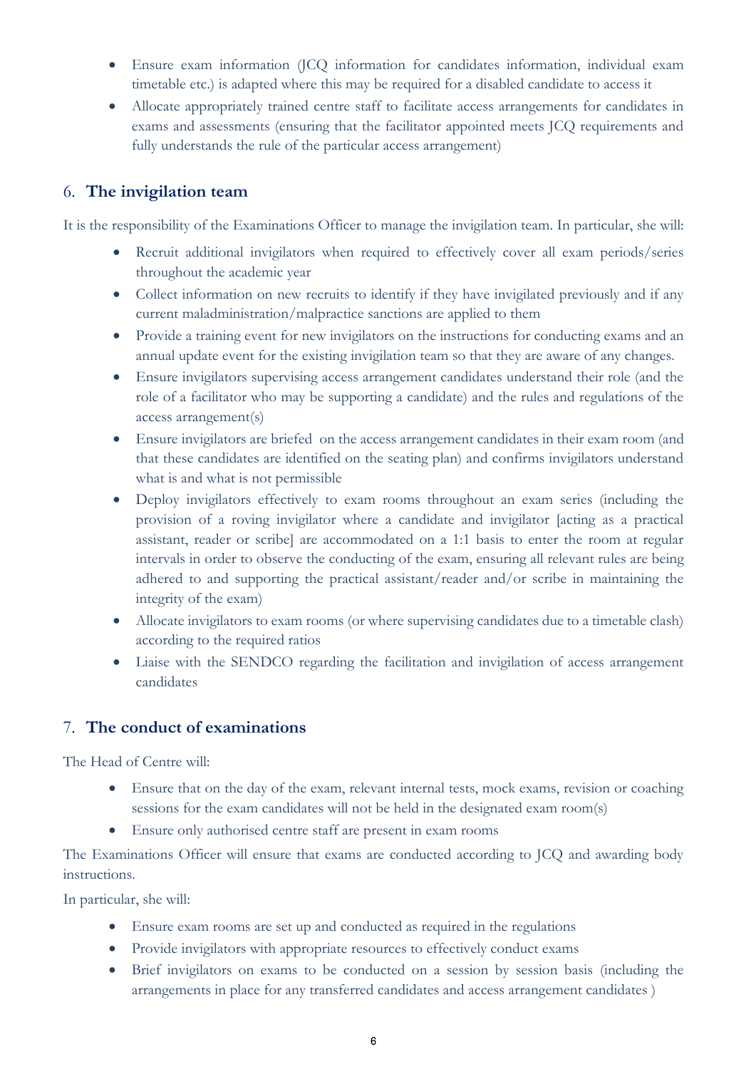- Ensure exam information (JCQ information for candidates information, individual exam timetable etc.) is adapted where this may be required for a disabled candidate to access it
- Allocate appropriately trained centre staff to facilitate access arrangements for candidates in exams and assessments (ensuring that the facilitator appointed meets JCQ requirements and fully understands the rule of the particular access arrangement)

## 6. The invigilation team

It is the responsibility of the Examinations Officer to manage the invigilation team. In particular, she will:

- Recruit additional invigilators when required to effectively cover all exam periods/series throughout the academic year
- Collect information on new recruits to identify if they have invigilated previously and if any current maladministration/malpractice sanctions are applied to them
- Provide a training event for new invigilators on the instructions for conducting exams and an annual update event for the existing invigilation team so that they are aware of any changes.
- Ensure invigilators supervising access arrangement candidates understand their role (and the role of a facilitator who may be supporting a candidate) and the rules and regulations of the access arrangement(s)
- Ensure invigilators are briefed on the access arrangement candidates in their exam room (and that these candidates are identified on the seating plan) and confirms invigilators understand what is and what is not permissible
- Deploy invigilators effectively to exam rooms throughout an exam series (including the provision of a roving invigilator where a candidate and invigilator [acting as a practical assistant, reader or scribe] are accommodated on a 1:1 basis to enter the room at regular intervals in order to observe the conducting of the exam, ensuring all relevant rules are being adhered to and supporting the practical assistant/reader and/or scribe in maintaining the integrity of the exam)
- Allocate invigilators to exam rooms (or where supervising candidates due to a timetable clash) according to the required ratios
- Liaise with the SENDCO regarding the facilitation and invigilation of access arrangement candidates

## 7. The conduct of examinations

The Head of Centre will:

- Ensure that on the day of the exam, relevant internal tests, mock exams, revision or coaching sessions for the exam candidates will not be held in the designated exam room(s)
- Ensure only authorised centre staff are present in exam rooms

The Examinations Officer will ensure that exams are conducted according to JCQ and awarding body instructions.

In particular, she will:

- Ensure exam rooms are set up and conducted as required in the regulations
- Provide invigilators with appropriate resources to effectively conduct exams
- Brief invigilators on exams to be conducted on a session by session basis (including the arrangements in place for any transferred candidates and access arrangement candidates )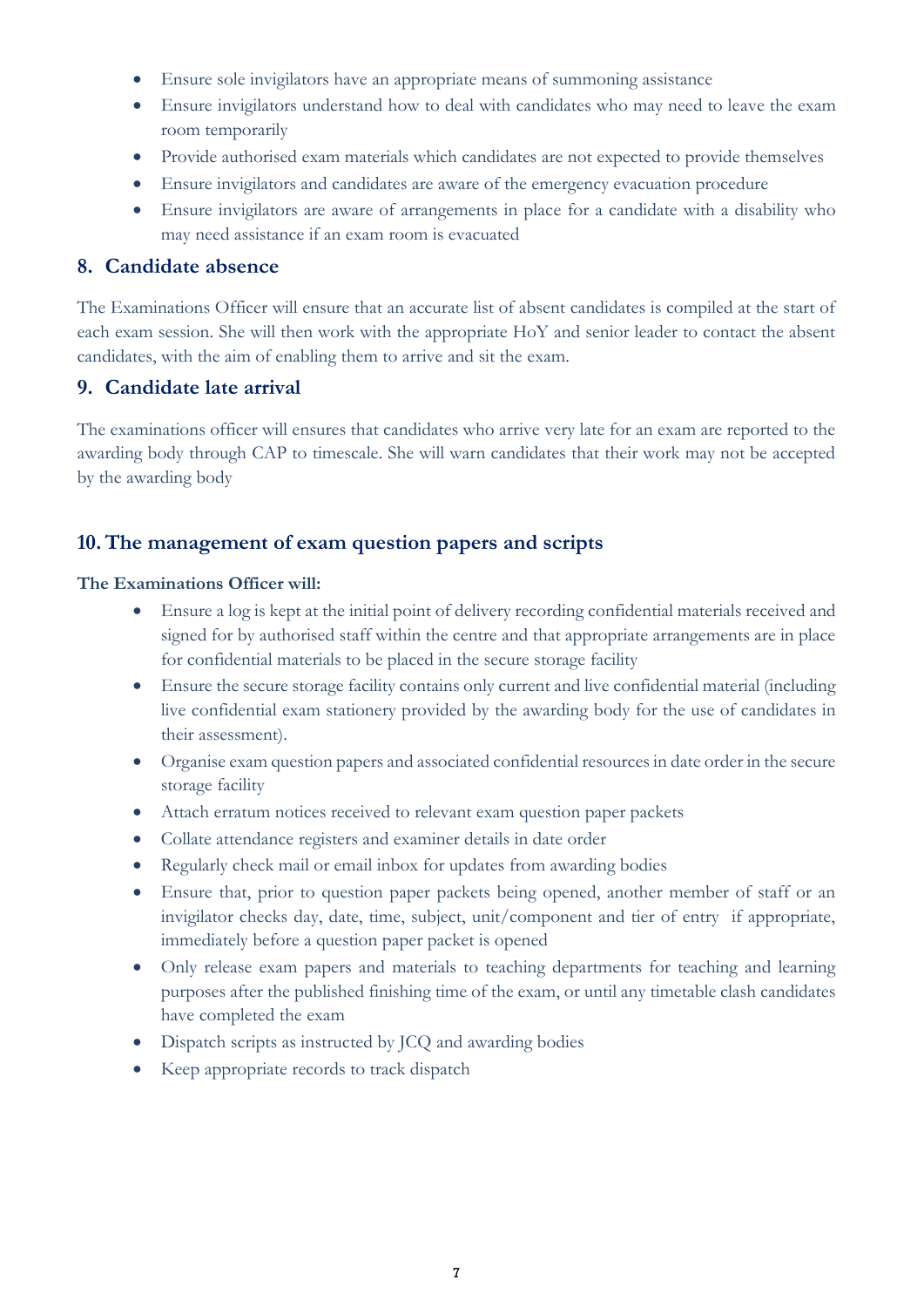- Ensure sole invigilators have an appropriate means of summoning assistance
- Ensure invigilators understand how to deal with candidates who may need to leave the exam room temporarily
- Provide authorised exam materials which candidates are not expected to provide themselves
- Ensure invigilators and candidates are aware of the emergency evacuation procedure
- Ensure invigilators are aware of arrangements in place for a candidate with a disability who may need assistance if an exam room is evacuated

## 8. Candidate absence

The Examinations Officer will ensure that an accurate list of absent candidates is compiled at the start of each exam session. She will then work with the appropriate HoY and senior leader to contact the absent candidates, with the aim of enabling them to arrive and sit the exam.

## 9. Candidate late arrival

The examinations officer will ensures that candidates who arrive very late for an exam are reported to the awarding body through CAP to timescale. She will warn candidates that their work may not be accepted by the awarding body

## 10. The management of exam question papers and scripts

**The Examinations Officer will:**

- Ensure a log is kept at the initial point of delivery recording confidential materials received and signed for by authorised staff within the centre and that appropriate arrangements are in place for confidential materials to be placed in the secure storage facility
- Ensure the secure storage facility contains only current and live confidential material (including live confidential exam stationery provided by the awarding body for the use of candidates in their assessment).
- Organise exam question papers and associated confidential resources in date order in the secure storage facility
- Attach erratum notices received to relevant exam question paper packets
- Collate attendance registers and examiner details in date order
- Regularly check mail or email inbox for updates from awarding bodies
- Ensure that, prior to question paper packets being opened, another member of staff or an invigilator checks day, date, time, subject, unit/component and tier of entry if appropriate, immediately before a question paper packet is opened
- Only release exam papers and materials to teaching departments for teaching and learning purposes after the published finishing time of the exam, or until any timetable clash candidates have completed the exam
- Dispatch scripts as instructed by JCQ and awarding bodies
- Keep appropriate records to track dispatch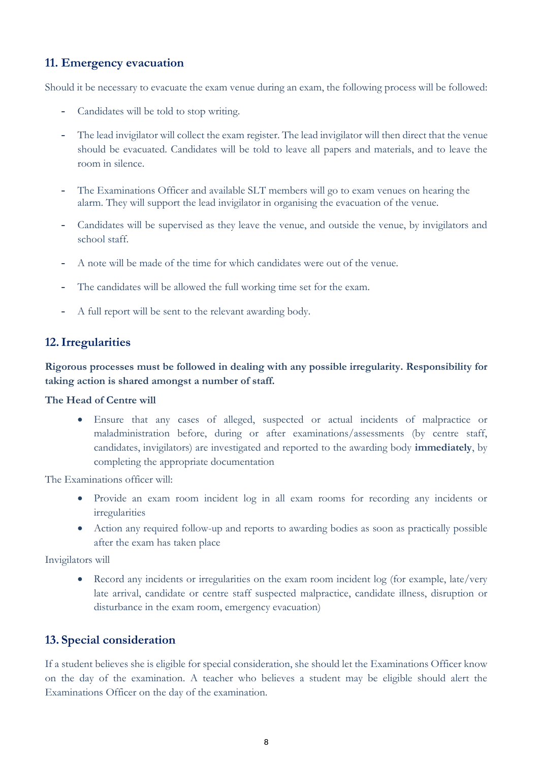## 11. Emergency evacuation

Should it be necessary to evacuate the exam venue during an exam, the following process will be followed:

- Candidates will be told to stop writing.
- The lead invigilator will collect the exam register. The lead invigilator will then direct that the venue should be evacuated. Candidates will be told to leave all papers and materials, and to leave the room in silence.
- The Examinations Officer and available SLT members will go to exam venues on hearing the alarm. They will support the lead invigilator in organising the evacuation of the venue.
- Candidates will be supervised as they leave the venue, and outside the venue, by invigilators and school staff.
- A note will be made of the time for which candidates were out of the venue.
- The candidates will be allowed the full working time set for the exam.
- A full report will be sent to the relevant awarding body.

## 12. Irregularities

**Rigorous processes must be followed in dealing with any possible irregularity. Responsibility for taking action is shared amongst a number of staff.**

**The Head of Centre will**

- Ensure that any cases of alleged, suspected or actual incidents of malpractice or maladministration before, during or after examinations/assessments (by centre staff, candidates, invigilators) are investigated and reported to the awarding body **immediately**, by completing the appropriate documentation

The Examinations officer will:

- Provide an exam room incident log in all exam rooms for recording any incidents or irregularities
- Action any required follow-up and reports to awarding bodies as soon as practically possible after the exam has taken place

Invigilators will

- Record any incidents or irregularities on the exam room incident log (for example, late/very late arrival, candidate or centre staff suspected malpractice, candidate illness, disruption or disturbance in the exam room, emergency evacuation)

## 13. Special consideration

If a student believes she is eligible for special consideration, she should let the Examinations Officer know on the day of the examination. A teacher who believes a student may be eligible should alert the Examinations Officer on the day of the examination.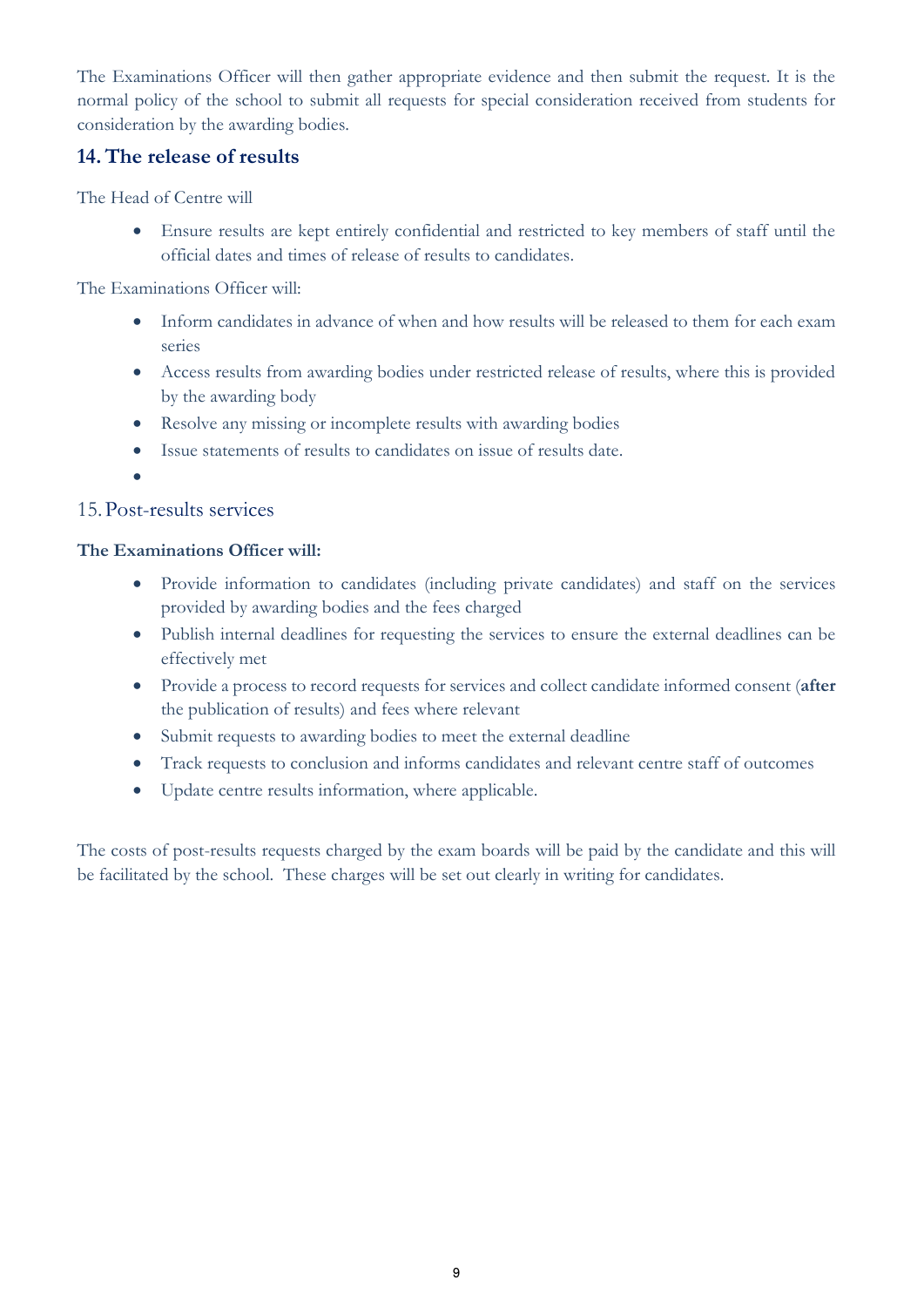The Examinations Officer will then gather appropriate evidence and then submit the request. It is the normal policy of the school to submit all requests for special consideration received from students for consideration by the awarding bodies.

## 14. The release of results

The Head of Centre will

- Ensure results are kept entirely confidential and restricted to key members of staff until the official dates and times of release of results to candidates.

The Examinations Officer will:

- Inform candidates in advance of when and how results will be released to them for each exam series
- Access results from awarding bodies under restricted release of results, where this is provided by the awarding body
- Resolve any missing or incomplete results with awarding bodies
- Issue statements of results to candidates on issue of results date.

## 15. Post-results services

**The Examinations Officer will:**

- Provide information to candidates (including private candidates) and staff on the services provided by awarding bodies and the fees charged
- Publish internal deadlines for requesting the services to ensure the external deadlines can be effectively met
- Provide a process to record requests for services and collect candidate informed consent (**after** the publication of results) and fees where relevant
- Submit requests to awarding bodies to meet the external deadline
- Track requests to conclusion and informs candidates and relevant centre staff of outcomes
- Update centre results information, where applicable.

The costs of post-results requests charged by the exam boards will be paid by the candidate and this will be facilitated by the school. These charges will be set out clearly in writing for candidates.